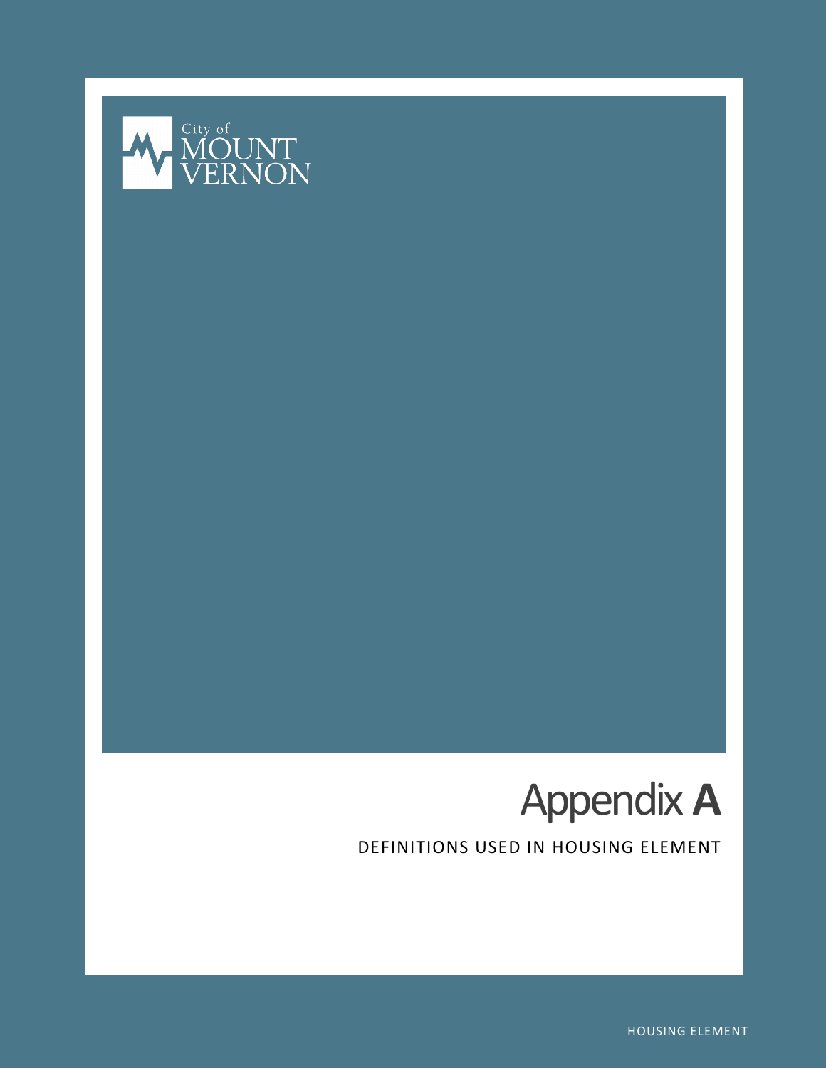City of MOUNT VERNON

# Appendix A

DEFINITIONS USED IN HOUSING ELEMENT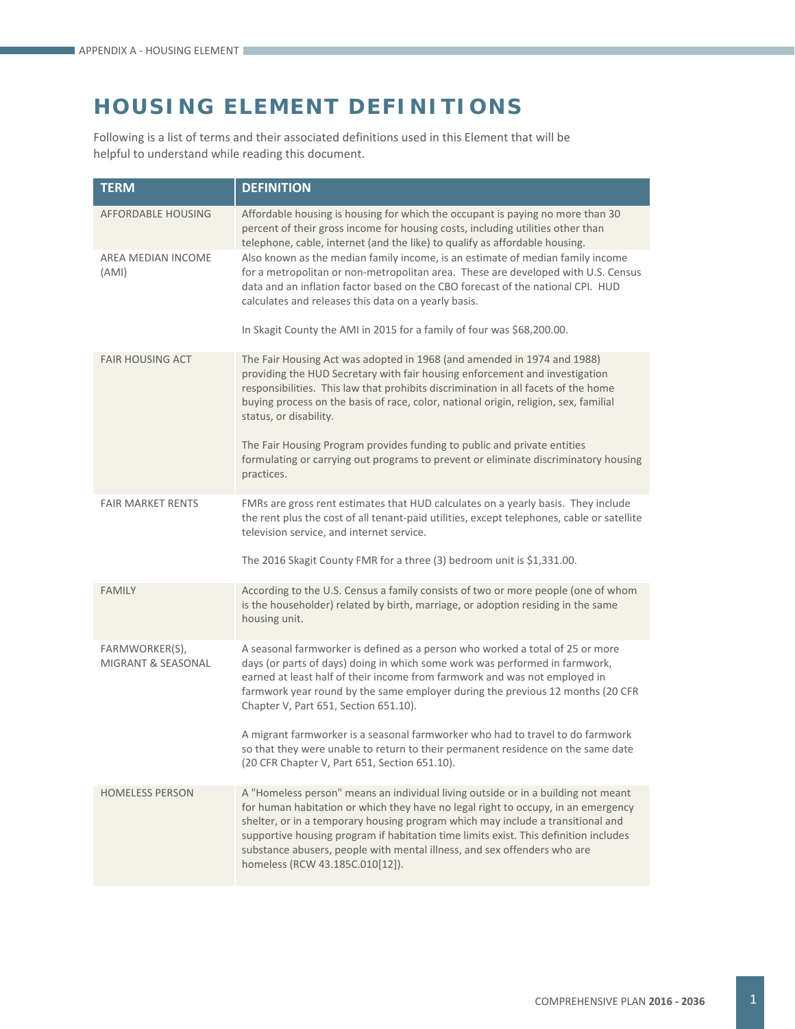# HOUSING ELEMENT DEFINITIONS

Following is a list of terms and their associated definitions used in this Element that will be helpful to understand while reading this document.

| TERM | DEFINITION |
|---|---|
| AFFORDABLE HOUSING | Affordable housing is housing for which the occupant is paying no more than 30 percent of their gross income for housing costs, including utilities other than telephone, cable, internet (and the like) to qualify as affordable housing. |
| AREA MEDIAN INCOME (AMI) | Also known as the median family income, is an estimate of median family income for a metropolitan or non-metropolitan area. These are developed with U.S. Census data and an inflation factor based on the CBO forecast of the national CPI. HUD calculates and releases this data on a yearly basis.<br><br>In Skagit County the AMI in 2015 for a family of four was $68,200.00. |
| FAIR HOUSING ACT | The Fair Housing Act was adopted in 1968 (and amended in 1974 and 1988) providing the HUD Secretary with fair housing enforcement and investigation responsibilities. This law that prohibits discrimination in all facets of the home buying process on the basis of race, color, national origin, religion, sex, familial status, or disability.<br><br>The Fair Housing Program provides funding to public and private entities formulating or carrying out programs to prevent or eliminate discriminatory housing practices. |
| FAIR MARKET RENTS | FMRs are gross rent estimates that HUD calculates on a yearly basis. They include the rent plus the cost of all tenant-paid utilities, except telephones, cable or satellite television service, and internet service.<br><br>The 2016 Skagit County FMR for a three (3) bedroom unit is $1,331.00. |
| FAMILY | According to the U.S. Census a family consists of two or more people (one of whom is the householder) related by birth, marriage, or adoption residing in the same housing unit. |
| FARMWORKER(S), MIGRANT & SEASONAL | A seasonal farmworker is defined as a person who worked a total of 25 or more days (or parts of days) doing in which some work was performed in farmwork, earned at least half of their income from farmwork and was not employed in farmwork year round by the same employer during the previous 12 months (20 CFR Chapter V, Part 651, Section 651.10).<br><br>A migrant farmworker is a seasonal farmworker who had to travel to do farmwork so that they were unable to return to their permanent residence on the same date (20 CFR Chapter V, Part 651, Section 651.10). |
| HOMELESS PERSON | A "Homeless person" means an individual living outside or in a building not meant for human habitation or which they have no legal right to occupy, in an emergency shelter, or in a temporary housing program which may include a transitional and supportive housing program if habitation time limits exist. This definition includes substance abusers, people with mental illness, and sex offenders who are homeless (RCW 43.185C.010[12]). |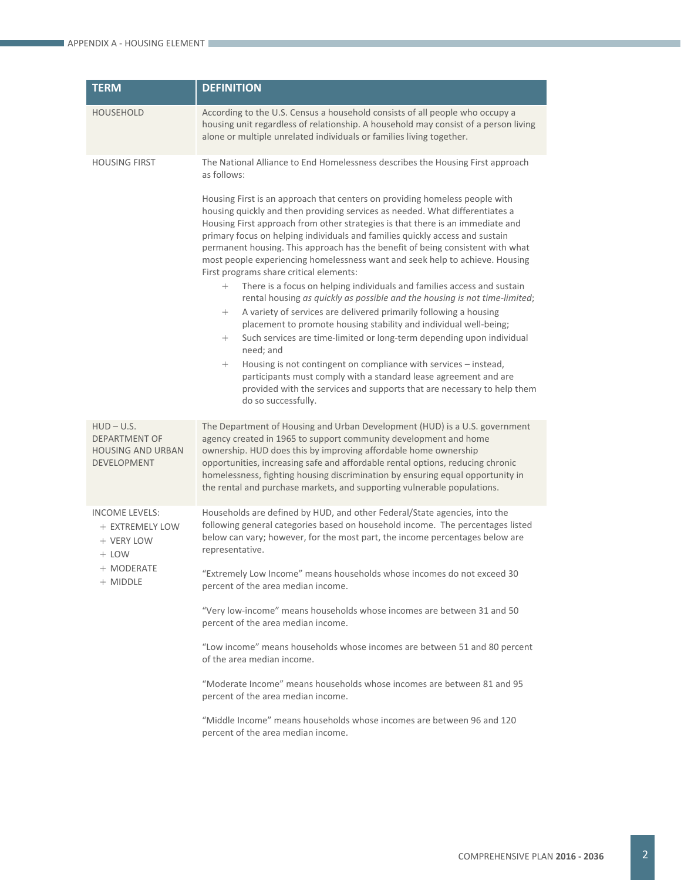| TERM | DEFINITION |
|---|---|
| HOUSEHOLD | According to the U.S. Census a household consists of all people who occupy a housing unit regardless of relationship. A household may consist of a person living alone or multiple unrelated individuals or families living together. |
| HOUSING FIRST | The National Alliance to End Homelessness describes the Housing First approach as follows:<br><br>Housing First is an approach that centers on providing homeless people with housing quickly and then providing services as needed. What differentiates a Housing First approach from other strategies is that there is an immediate and primary focus on helping individuals and families quickly access and sustain permanent housing. This approach has the benefit of being consistent with what most people experiencing homelessness want and seek help to achieve. Housing First programs share critical elements:<br>+ There is a focus on helping individuals and families access and sustain rental housing *as quickly as possible and the housing is not time-limited*;<br>+ A variety of services are delivered primarily following a housing placement to promote housing stability and individual well-being;<br>+ Such services are time-limited or long-term depending upon individual need; and<br>+ Housing is not contingent on compliance with services – instead, participants must comply with a standard lease agreement and are provided with the services and supports that are necessary to help them do so successfully. |
| HUD – U.S. DEPARTMENT OF HOUSING AND URBAN DEVELOPMENT | The Department of Housing and Urban Development (HUD) is a U.S. government agency created in 1965 to support community development and home ownership. HUD does this by improving affordable home ownership opportunities, increasing safe and affordable rental options, reducing chronic homelessness, fighting housing discrimination by ensuring equal opportunity in the rental and purchase markets, and supporting vulnerable populations. |
| INCOME LEVELS:<br>+ EXTREMELY LOW<br>+ VERY LOW<br>+ LOW<br>+ MODERATE<br>+ MIDDLE | Households are defined by HUD, and other Federal/State agencies, into the following general categories based on household income. The percentages listed below can vary; however, for the most part, the income percentages below are representative.<br><br>"Extremely Low Income" means households whose incomes do not exceed 30 percent of the area median income.<br><br>"Very low-income" means households whose incomes are between 31 and 50 percent of the area median income.<br><br>"Low income" means households whose incomes are between 51 and 80 percent of the area median income.<br><br>"Moderate Income" means households whose incomes are between 81 and 95 percent of the area median income.<br><br>"Middle Income" means households whose incomes are between 96 and 120 percent of the area median income. |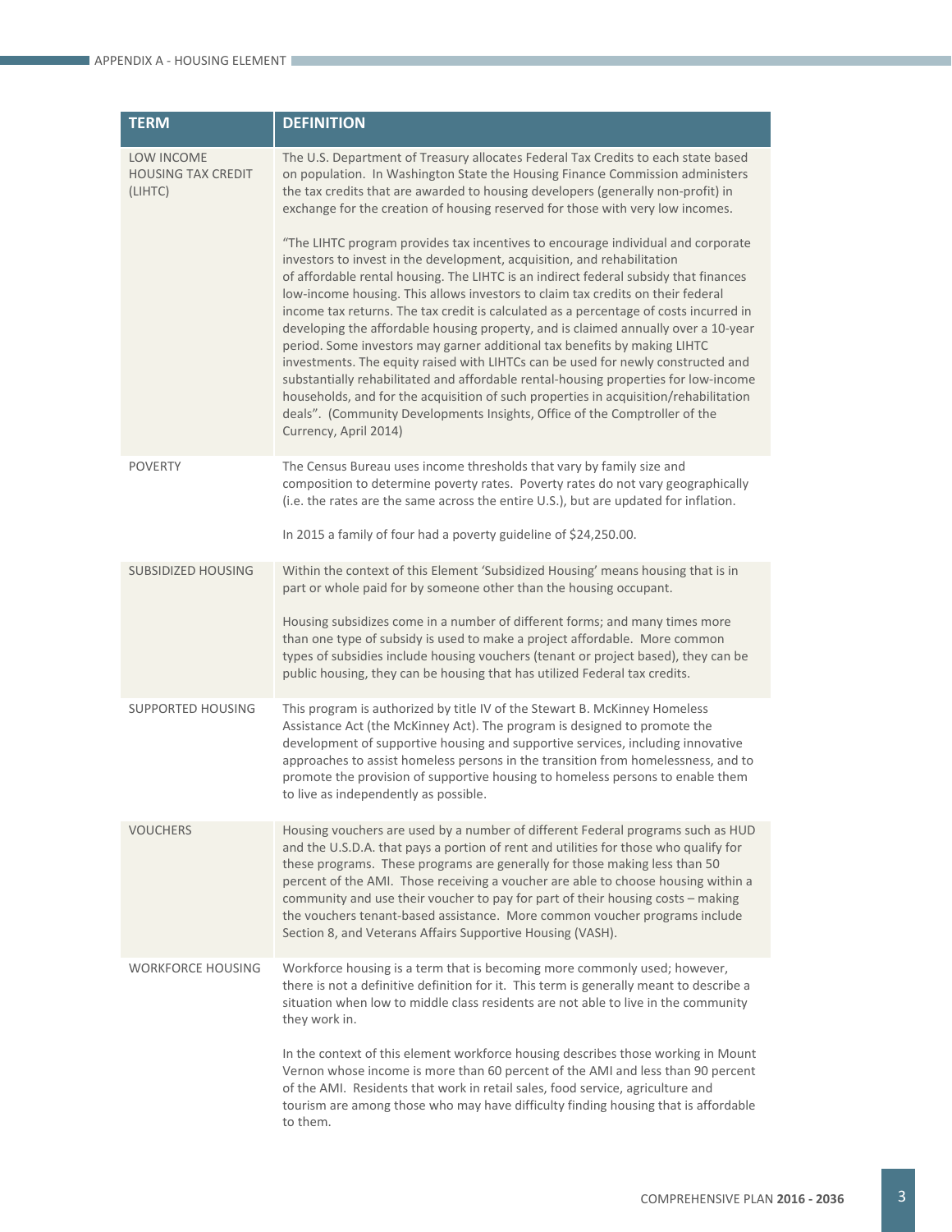| TERM | DEFINITION |
|---|---|
| LOW INCOME HOUSING TAX CREDIT (LIHTC) | The U.S. Department of Treasury allocates Federal Tax Credits to each state based on population. In Washington State the Housing Finance Commission administers the tax credits that are awarded to housing developers (generally non-profit) in exchange for the creation of housing reserved for those with very low incomes.<br><br>"The LIHTC program provides tax incentives to encourage individual and corporate investors to invest in the development, acquisition, and rehabilitation of affordable rental housing. The LIHTC is an indirect federal subsidy that finances low-income housing. This allows investors to claim tax credits on their federal income tax returns. The tax credit is calculated as a percentage of costs incurred in developing the affordable housing property, and is claimed annually over a 10-year period. Some investors may garner additional tax benefits by making LIHTC investments. The equity raised with LIHTCs can be used for newly constructed and substantially rehabilitated and affordable rental-housing properties for low-income households, and for the acquisition of such properties in acquisition/rehabilitation deals". (Community Developments Insights, Office of the Comptroller of the Currency, April 2014) |
| POVERTY | The Census Bureau uses income thresholds that vary by family size and composition to determine poverty rates. Poverty rates do not vary geographically (i.e. the rates are the same across the entire U.S.), but are updated for inflation.<br><br>In 2015 a family of four had a poverty guideline of $24,250.00. |
| SUBSIDIZED HOUSING | Within the context of this Element 'Subsidized Housing' means housing that is in part or whole paid for by someone other than the housing occupant.<br><br>Housing subsidizes come in a number of different forms; and many times more than one type of subsidy is used to make a project affordable. More common types of subsidies include housing vouchers (tenant or project based), they can be public housing, they can be housing that has utilized Federal tax credits. |
| SUPPORTED HOUSING | This program is authorized by title IV of the Stewart B. McKinney Homeless Assistance Act (the McKinney Act). The program is designed to promote the development of supportive housing and supportive services, including innovative approaches to assist homeless persons in the transition from homelessness, and to promote the provision of supportive housing to homeless persons to enable them to live as independently as possible. |
| VOUCHERS | Housing vouchers are used by a number of different Federal programs such as HUD and the U.S.D.A. that pays a portion of rent and utilities for those who qualify for these programs. These programs are generally for those making less than 50 percent of the AMI. Those receiving a voucher are able to choose housing within a community and use their voucher to pay for part of their housing costs – making the vouchers tenant-based assistance. More common voucher programs include Section 8, and Veterans Affairs Supportive Housing (VASH). |
| WORKFORCE HOUSING | Workforce housing is a term that is becoming more commonly used; however, there is not a definitive definition for it. This term is generally meant to describe a situation when low to middle class residents are not able to live in the community they work in.<br><br>In the context of this element workforce housing describes those working in Mount Vernon whose income is more than 60 percent of the AMI and less than 90 percent of the AMI. Residents that work in retail sales, food service, agriculture and tourism are among those who may have difficulty finding housing that is affordable to them. |